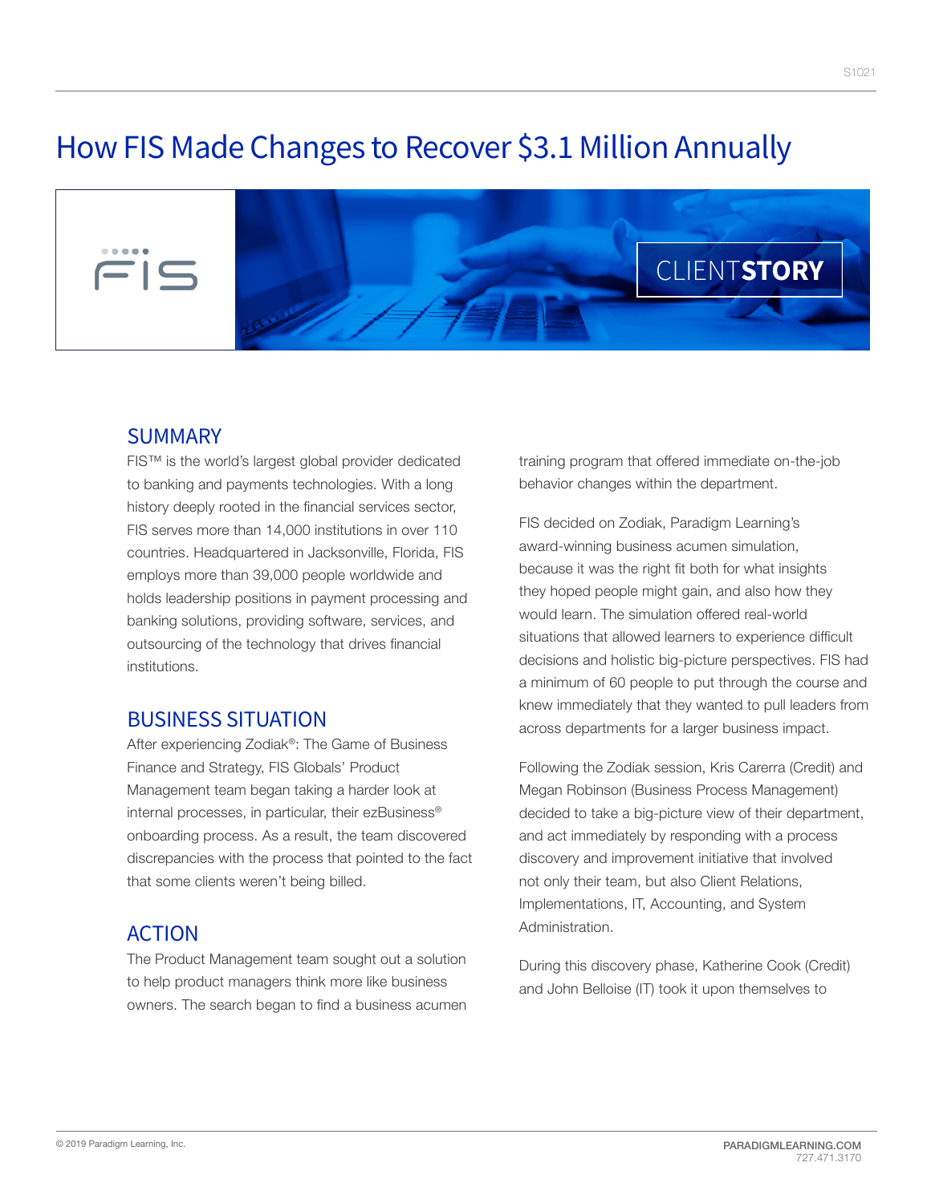# How FIS Made Changes to Recover $3.1 Million Annually

CLIENT**STORY**

## SUMMARY

FIS™ is the world's largest global provider dedicated to banking and payments technologies. With a long history deeply rooted in the financial services sector, FIS serves more than 14,000 institutions in over 110 countries. Headquartered in Jacksonville, Florida, FIS employs more than 39,000 people worldwide and holds leadership positions in payment processing and banking solutions, providing software, services, and outsourcing of the technology that drives financial institutions.

## BUSINESS SITUATION

After experiencing Zodiak®: The Game of Business Finance and Strategy, FIS Globals' Product Management team began taking a harder look at internal processes, in particular, their ezBusiness® onboarding process. As a result, the team discovered discrepancies with the process that pointed to the fact that some clients weren't being billed.

## ACTION

The Product Management team sought out a solution to help product managers think more like business owners. The search began to find a business acumen training program that offered immediate on-the-job behavior changes within the department.

FIS decided on Zodiak, Paradigm Learning's award-winning business acumen simulation, because it was the right fit both for what insights they hoped people might gain, and also how they would learn. The simulation offered real-world situations that allowed learners to experience difficult decisions and holistic big-picture perspectives. FIS had a minimum of 60 people to put through the course and knew immediately that they wanted to pull leaders from across departments for a larger business impact.

Following the Zodiak session, Kris Carerra (Credit) and Megan Robinson (Business Process Management) decided to take a big-picture view of their department, and act immediately by responding with a process discovery and improvement initiative that involved not only their team, but also Client Relations, Implementations, IT, Accounting, and System Administration.

During this discovery phase, Katherine Cook (Credit) and John Belloise (IT) took it upon themselves to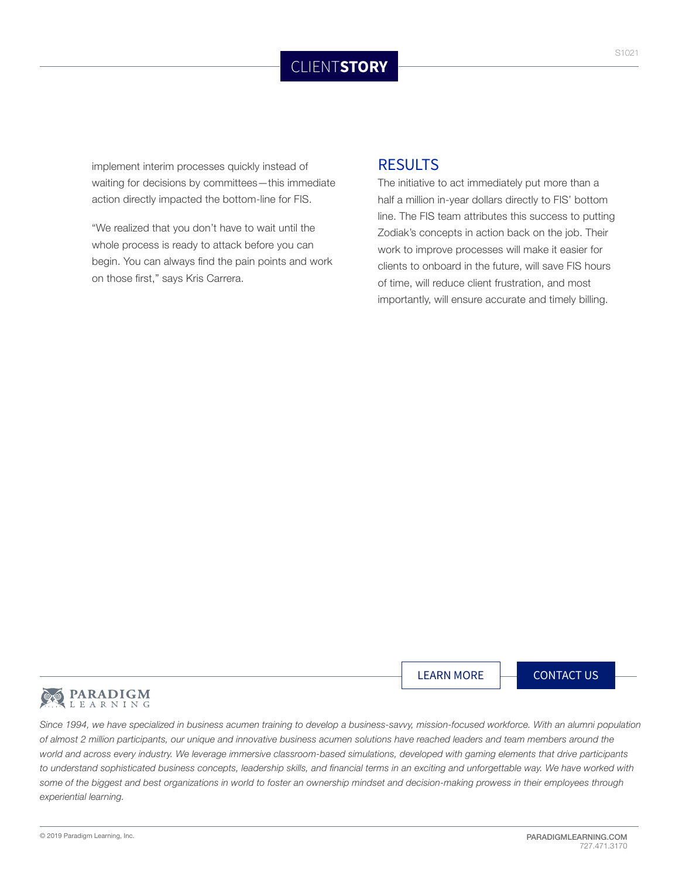implement interim processes quickly instead of waiting for decisions by committees—this immediate action directly impacted the bottom-line for FIS.

"We realized that you don't have to wait until the whole process is ready to attack before you can begin. You can always find the pain points and work on those first," says Kris Carrera.

## RESULTS

The initiative to act immediately put more than a half a million in-year dollars directly to FIS' bottom line. The FIS team attributes this success to putting Zodiak's concepts in action back on the job. Their work to improve processes will make it easier for clients to onboard in the future, will save FIS hours of time, will reduce client frustration, and most importantly, will ensure accurate and timely billing.

LEARN MORE

CONTACT US

PARADIGM LEARNING

*Since 1994, we have specialized in business acumen training to develop a business-savvy, mission-focused workforce. With an alumni population of almost 2 million participants, our unique and innovative business acumen solutions have reached leaders and team members around the world and across every industry. We leverage immersive classroom-based simulations, developed with gaming elements that drive participants to understand sophisticated business concepts, leadership skills, and financial terms in an exciting and unforgettable way. We have worked with some of the biggest and best organizations in world to foster an ownership mindset and decision-making prowess in their employees through experiential learning.*

© 2019 Paradigm Learning, Inc.

PARADIGMLEARNING.COM
727.471.3170